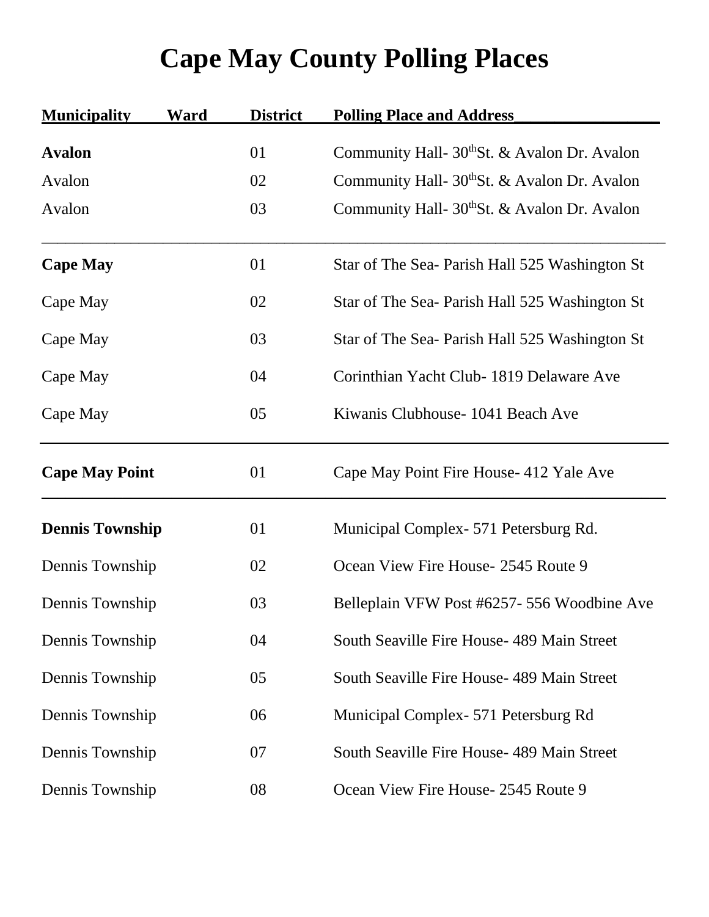# Cape May County Polling Places

| Municipality | Ward | District | Polling Place and Address |
|---|---|---|---|
| **Avalon** | | 01 | Community Hall- 30thSt. & Avalon Dr. Avalon |
| Avalon | | 02 | Community Hall- 30thSt. & Avalon Dr. Avalon |
| Avalon | | 03 | Community Hall- 30thSt. & Avalon Dr. Avalon |
| **Cape May** | | 01 | Star of The Sea- Parish Hall 525 Washington St |
| Cape May | | 02 | Star of The Sea- Parish Hall 525 Washington St |
| Cape May | | 03 | Star of The Sea- Parish Hall 525 Washington St |
| Cape May | | 04 | Corinthian Yacht Club- 1819 Delaware Ave |
| Cape May | | 05 | Kiwanis Clubhouse- 1041 Beach Ave |
| **Cape May Point** | | 01 | Cape May Point Fire House- 412 Yale Ave |
| **Dennis Township** | | 01 | Municipal Complex- 571 Petersburg Rd. |
| Dennis Township | | 02 | Ocean View Fire House- 2545 Route 9 |
| Dennis Township | | 03 | Belleplain VFW Post #6257- 556 Woodbine Ave |
| Dennis Township | | 04 | South Seaville Fire House- 489 Main Street |
| Dennis Township | | 05 | South Seaville Fire House- 489 Main Street |
| Dennis Township | | 06 | Municipal Complex- 571 Petersburg Rd |
| Dennis Township | | 07 | South Seaville Fire House- 489 Main Street |
| Dennis Township | | 08 | Ocean View Fire House- 2545 Route 9 |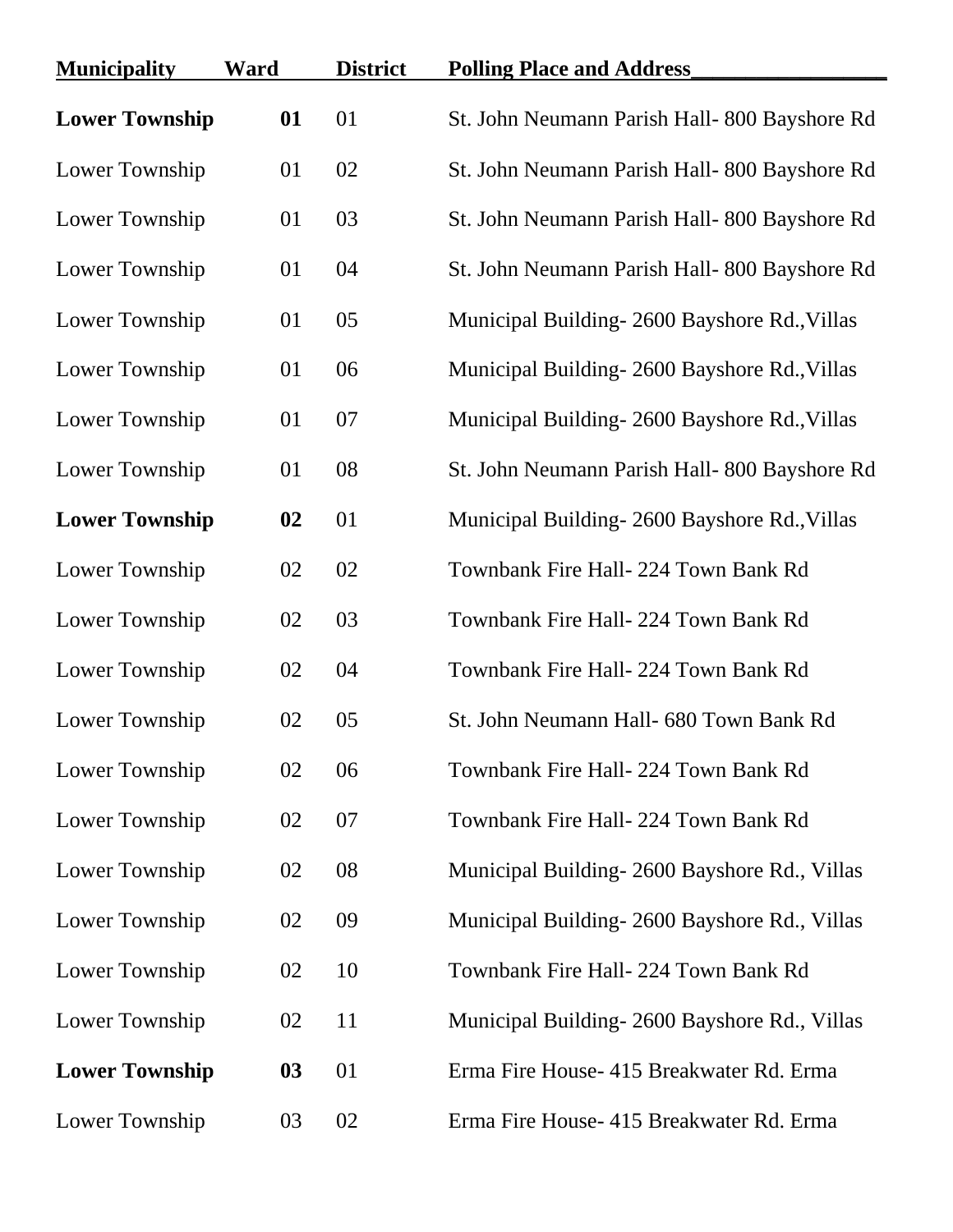| Municipality | Ward | District | Polling Place and Address |
|---|---|---|---|
| **Lower Township** | **01** | 01 | St. John Neumann Parish Hall- 800 Bayshore Rd |
| Lower Township | 01 | 02 | St. John Neumann Parish Hall- 800 Bayshore Rd |
| Lower Township | 01 | 03 | St. John Neumann Parish Hall- 800 Bayshore Rd |
| Lower Township | 01 | 04 | St. John Neumann Parish Hall- 800 Bayshore Rd |
| Lower Township | 01 | 05 | Municipal Building- 2600 Bayshore Rd.,Villas |
| Lower Township | 01 | 06 | Municipal Building- 2600 Bayshore Rd.,Villas |
| Lower Township | 01 | 07 | Municipal Building- 2600 Bayshore Rd.,Villas |
| Lower Township | 01 | 08 | St. John Neumann Parish Hall- 800 Bayshore Rd |
| **Lower Township** | **02** | 01 | Municipal Building- 2600 Bayshore Rd.,Villas |
| Lower Township | 02 | 02 | Townbank Fire Hall- 224 Town Bank Rd |
| Lower Township | 02 | 03 | Townbank Fire Hall- 224 Town Bank Rd |
| Lower Township | 02 | 04 | Townbank Fire Hall- 224 Town Bank Rd |
| Lower Township | 02 | 05 | St. John Neumann Hall- 680 Town Bank Rd |
| Lower Township | 02 | 06 | Townbank Fire Hall- 224 Town Bank Rd |
| Lower Township | 02 | 07 | Townbank Fire Hall- 224 Town Bank Rd |
| Lower Township | 02 | 08 | Municipal Building- 2600 Bayshore Rd., Villas |
| Lower Township | 02 | 09 | Municipal Building- 2600 Bayshore Rd., Villas |
| Lower Township | 02 | 10 | Townbank Fire Hall- 224 Town Bank Rd |
| Lower Township | 02 | 11 | Municipal Building- 2600 Bayshore Rd., Villas |
| **Lower Township** | **03** | 01 | Erma Fire House- 415 Breakwater Rd. Erma |
| Lower Township | 03 | 02 | Erma Fire House- 415 Breakwater Rd. Erma |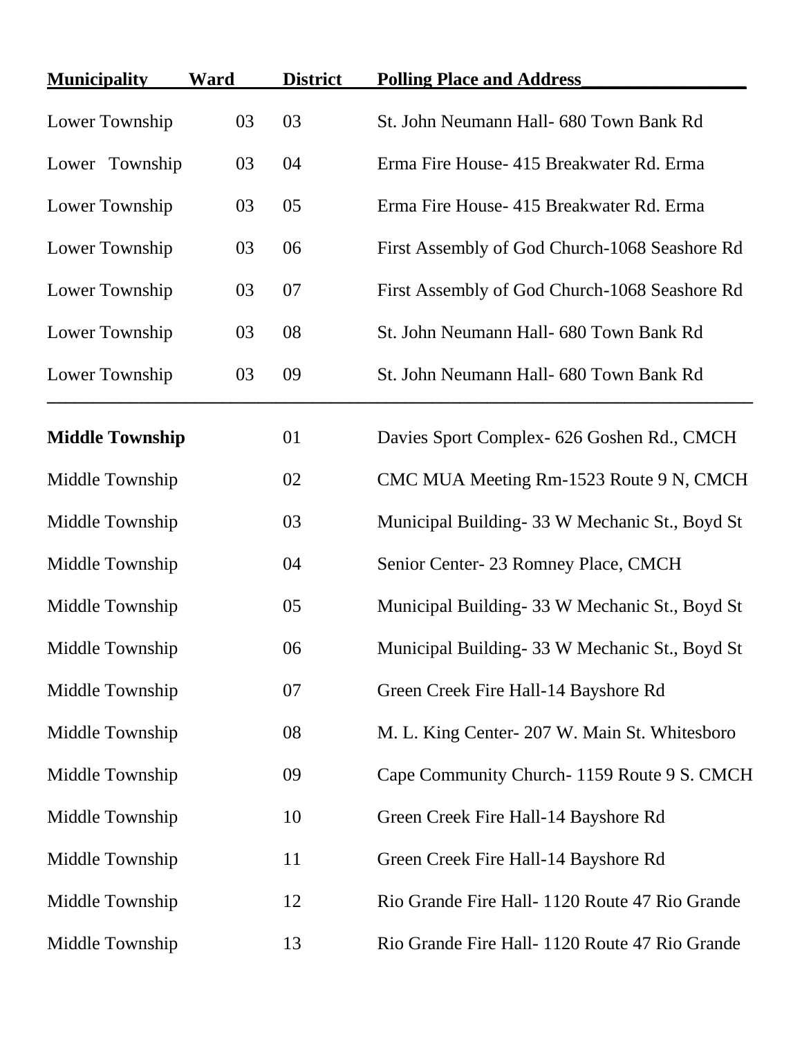| Municipality | Ward | District | Polling Place and Address |
|---|---|---|---|
| Lower Township | 03 | 03 | St. John Neumann Hall- 680 Town Bank Rd |
| Lower Township | 03 | 04 | Erma Fire House- 415 Breakwater Rd. Erma |
| Lower Township | 03 | 05 | Erma Fire House- 415 Breakwater Rd. Erma |
| Lower Township | 03 | 06 | First Assembly of God Church-1068 Seashore Rd |
| Lower Township | 03 | 07 | First Assembly of God Church-1068 Seashore Rd |
| Lower Township | 03 | 08 | St. John Neumann Hall- 680 Town Bank Rd |
| Lower Township | 03 | 09 | St. John Neumann Hall- 680 Town Bank Rd |
| **Middle Township** | | 01 | Davies Sport Complex- 626 Goshen Rd., CMCH |
| Middle Township | | 02 | CMC MUA Meeting Rm-1523 Route 9 N, CMCH |
| Middle Township | | 03 | Municipal Building- 33 W Mechanic St., Boyd St |
| Middle Township | | 04 | Senior Center- 23 Romney Place, CMCH |
| Middle Township | | 05 | Municipal Building- 33 W Mechanic St., Boyd St |
| Middle Township | | 06 | Municipal Building- 33 W Mechanic St., Boyd St |
| Middle Township | | 07 | Green Creek Fire Hall-14 Bayshore Rd |
| Middle Township | | 08 | M. L. King Center- 207 W. Main St. Whitesboro |
| Middle Township | | 09 | Cape Community Church- 1159 Route 9 S. CMCH |
| Middle Township | | 10 | Green Creek Fire Hall-14 Bayshore Rd |
| Middle Township | | 11 | Green Creek Fire Hall-14 Bayshore Rd |
| Middle Township | | 12 | Rio Grande Fire Hall- 1120 Route 47 Rio Grande |
| Middle Township | | 13 | Rio Grande Fire Hall- 1120 Route 47 Rio Grande |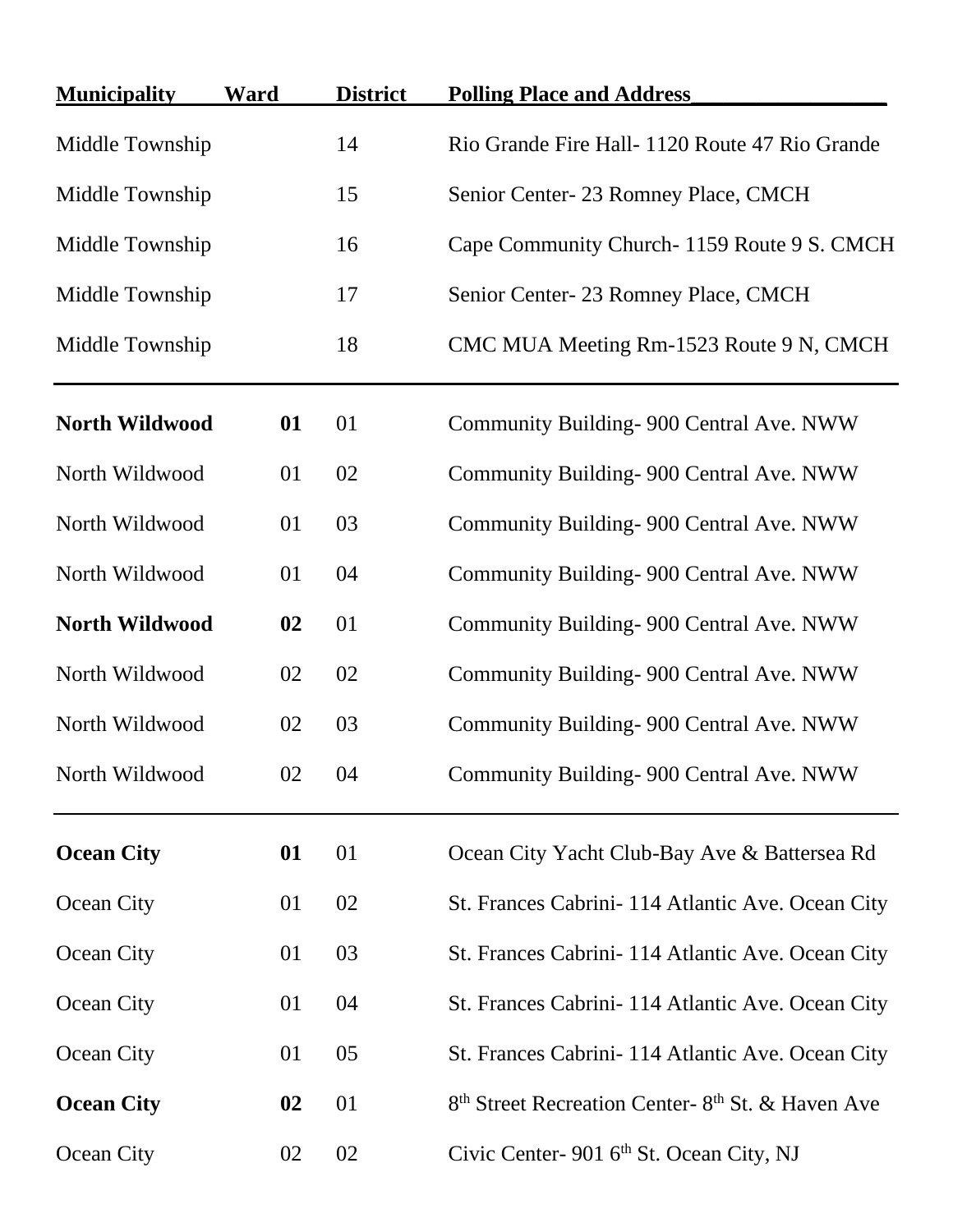| Municipality | Ward | District | Polling Place and Address |
|---|---|---|---|
| Middle Township | | 14 | Rio Grande Fire Hall- 1120 Route 47 Rio Grande |
| Middle Township | | 15 | Senior Center- 23 Romney Place, CMCH |
| Middle Township | | 16 | Cape Community Church- 1159 Route 9 S. CMCH |
| Middle Township | | 17 | Senior Center- 23 Romney Place, CMCH |
| Middle Township | | 18 | CMC MUA Meeting Rm-1523 Route 9 N, CMCH |
| **North Wildwood** | **01** | 01 | Community Building- 900 Central Ave. NWW |
| North Wildwood | 01 | 02 | Community Building- 900 Central Ave. NWW |
| North Wildwood | 01 | 03 | Community Building- 900 Central Ave. NWW |
| North Wildwood | 01 | 04 | Community Building- 900 Central Ave. NWW |
| **North Wildwood** | **02** | 01 | Community Building- 900 Central Ave. NWW |
| North Wildwood | 02 | 02 | Community Building- 900 Central Ave. NWW |
| North Wildwood | 02 | 03 | Community Building- 900 Central Ave. NWW |
| North Wildwood | 02 | 04 | Community Building- 900 Central Ave. NWW |
| **Ocean City** | **01** | 01 | Ocean City Yacht Club-Bay Ave & Battersea Rd |
| Ocean City | 01 | 02 | St. Frances Cabrini- 114 Atlantic Ave. Ocean City |
| Ocean City | 01 | 03 | St. Frances Cabrini- 114 Atlantic Ave. Ocean City |
| Ocean City | 01 | 04 | St. Frances Cabrini- 114 Atlantic Ave. Ocean City |
| Ocean City | 01 | 05 | St. Frances Cabrini- 114 Atlantic Ave. Ocean City |
| **Ocean City** | **02** | 01 | 8th Street Recreation Center- 8th St. & Haven Ave |
| Ocean City | 02 | 02 | Civic Center- 901 6th St. Ocean City, NJ |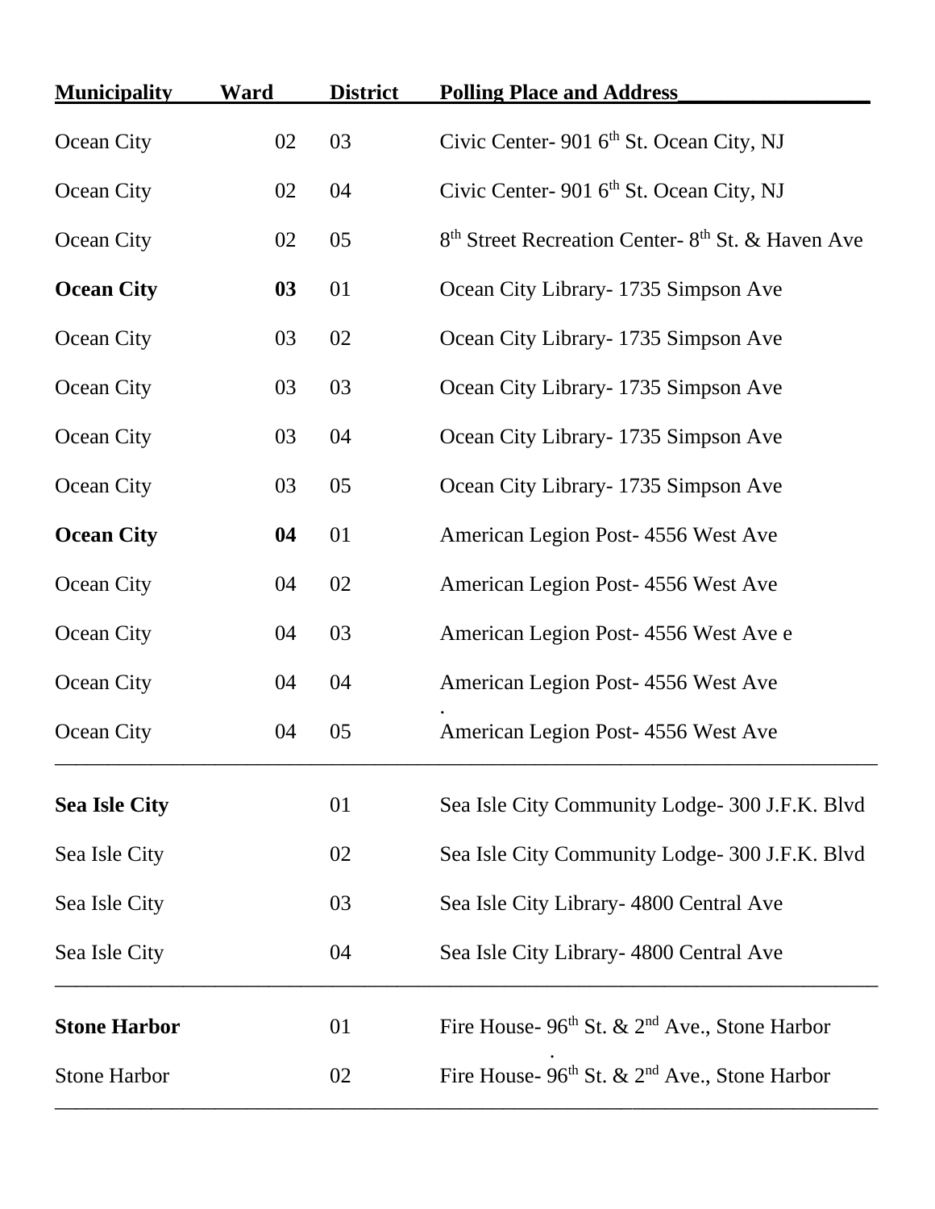| Municipality | Ward | District | Polling Place and Address |
|---|---|---|---|
| Ocean City | 02 | 03 | Civic Center- 901 6th St. Ocean City, NJ |
| Ocean City | 02 | 04 | Civic Center- 901 6th St. Ocean City, NJ |
| Ocean City | 02 | 05 | 8th Street Recreation Center- 8th St. & Haven Ave |
| **Ocean City** | **03** | 01 | Ocean City Library- 1735 Simpson Ave |
| Ocean City | 03 | 02 | Ocean City Library- 1735 Simpson Ave |
| Ocean City | 03 | 03 | Ocean City Library- 1735 Simpson Ave |
| Ocean City | 03 | 04 | Ocean City Library- 1735 Simpson Ave |
| Ocean City | 03 | 05 | Ocean City Library- 1735 Simpson Ave |
| **Ocean City** | **04** | 01 | American Legion Post- 4556 West Ave |
| Ocean City | 04 | 02 | American Legion Post- 4556 West Ave |
| Ocean City | 04 | 03 | American Legion Post- 4556 West Ave e |
| Ocean City | 04 | 04 | American Legion Post- 4556 West Ave |
| Ocean City | 04 | 05 | American Legion Post- 4556 West Ave |
| **Sea Isle City** | | 01 | Sea Isle City Community Lodge- 300 J.F.K. Blvd |
| Sea Isle City | | 02 | Sea Isle City Community Lodge- 300 J.F.K. Blvd |
| Sea Isle City | | 03 | Sea Isle City Library- 4800 Central Ave |
| Sea Isle City | | 04 | Sea Isle City Library- 4800 Central Ave |
| **Stone Harbor** | | 01 | Fire House- 96th St. & 2nd Ave., Stone Harbor |
| Stone Harbor | | 02 | Fire House- 96th St. & 2nd Ave., Stone Harbor |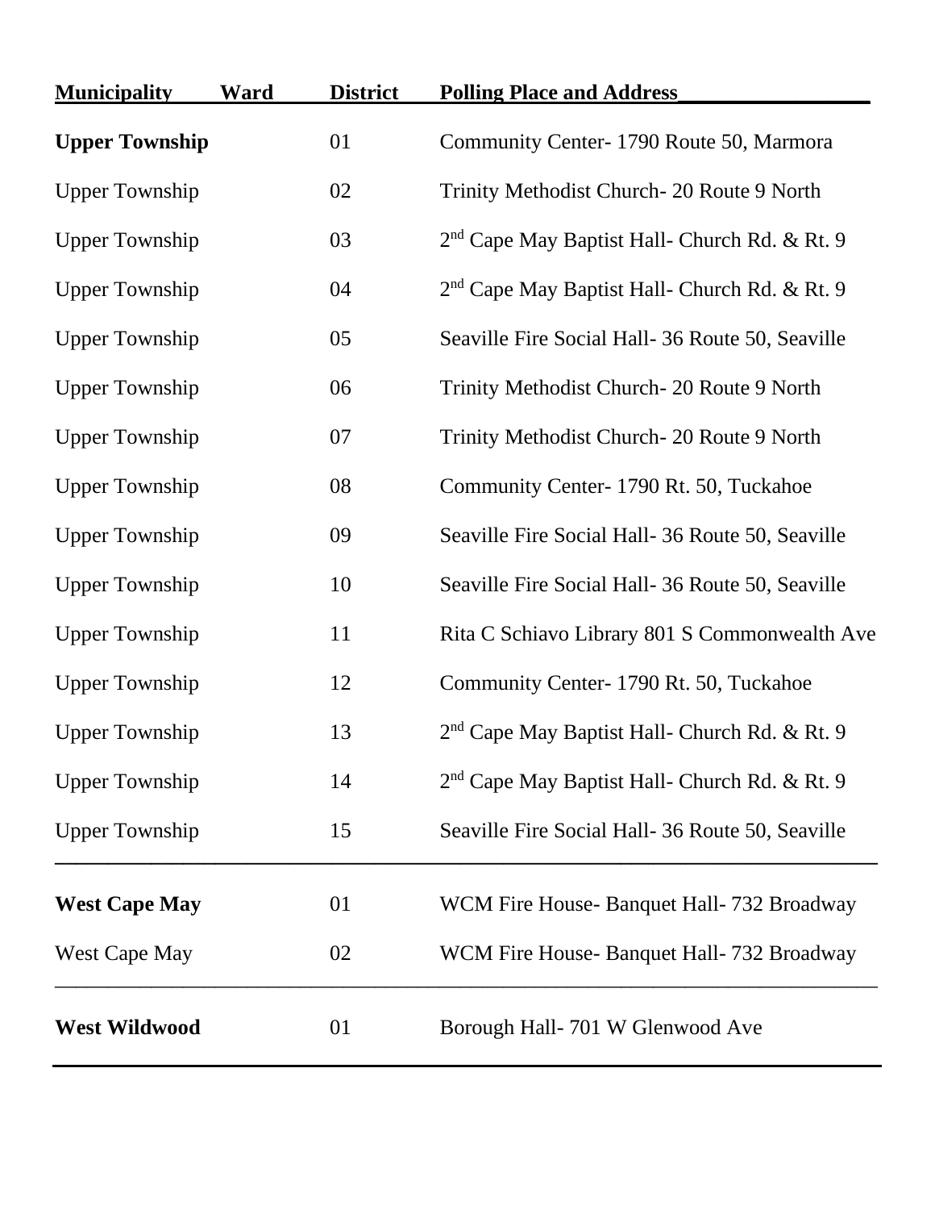| Municipality | Ward | District | Polling Place and Address |
|---|---|---|---|
| **Upper Township** | | 01 | Community Center- 1790 Route 50, Marmora |
| Upper Township | | 02 | Trinity Methodist Church- 20 Route 9 North |
| Upper Township | | 03 | 2nd Cape May Baptist Hall- Church Rd. & Rt. 9 |
| Upper Township | | 04 | 2nd Cape May Baptist Hall- Church Rd. & Rt. 9 |
| Upper Township | | 05 | Seaville Fire Social Hall- 36 Route 50, Seaville |
| Upper Township | | 06 | Trinity Methodist Church- 20 Route 9 North |
| Upper Township | | 07 | Trinity Methodist Church- 20 Route 9 North |
| Upper Township | | 08 | Community Center- 1790 Rt. 50, Tuckahoe |
| Upper Township | | 09 | Seaville Fire Social Hall- 36 Route 50, Seaville |
| Upper Township | | 10 | Seaville Fire Social Hall- 36 Route 50, Seaville |
| Upper Township | | 11 | Rita C Schiavo Library 801 S Commonwealth Ave |
| Upper Township | | 12 | Community Center- 1790 Rt. 50, Tuckahoe |
| Upper Township | | 13 | 2nd Cape May Baptist Hall- Church Rd. & Rt. 9 |
| Upper Township | | 14 | 2nd Cape May Baptist Hall- Church Rd. & Rt. 9 |
| Upper Township | | 15 | Seaville Fire Social Hall- 36 Route 50, Seaville |
| **West Cape May** | | 01 | WCM Fire House- Banquet Hall- 732 Broadway |
| West Cape May | | 02 | WCM Fire House- Banquet Hall- 732 Broadway |
| **West Wildwood** | | 01 | Borough Hall- 701 W Glenwood Ave |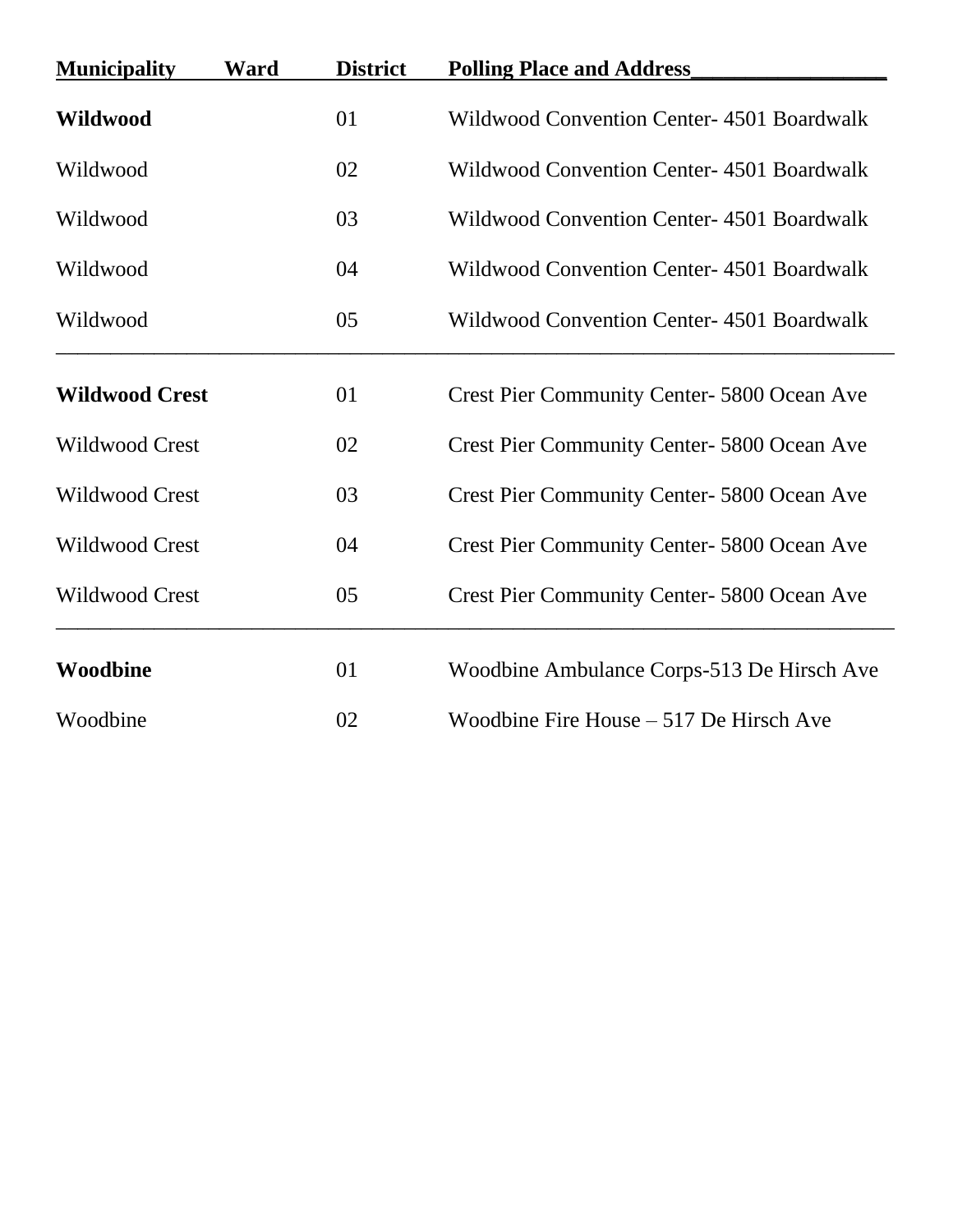| Municipality | Ward | District | Polling Place and Address |
| --- | --- | --- | --- |
| **Wildwood** | | 01 | Wildwood Convention Center- 4501 Boardwalk |
| Wildwood | | 02 | Wildwood Convention Center- 4501 Boardwalk |
| Wildwood | | 03 | Wildwood Convention Center- 4501 Boardwalk |
| Wildwood | | 04 | Wildwood Convention Center- 4501 Boardwalk |
| Wildwood | | 05 | Wildwood Convention Center- 4501 Boardwalk |
| **Wildwood Crest** | | 01 | Crest Pier Community Center- 5800 Ocean Ave |
| Wildwood Crest | | 02 | Crest Pier Community Center- 5800 Ocean Ave |
| Wildwood Crest | | 03 | Crest Pier Community Center- 5800 Ocean Ave |
| Wildwood Crest | | 04 | Crest Pier Community Center- 5800 Ocean Ave |
| Wildwood Crest | | 05 | Crest Pier Community Center- 5800 Ocean Ave |
| **Woodbine** | | 01 | Woodbine Ambulance Corps-513 De Hirsch Ave |
| Woodbine | | 02 | Woodbine Fire House – 517 De Hirsch Ave |